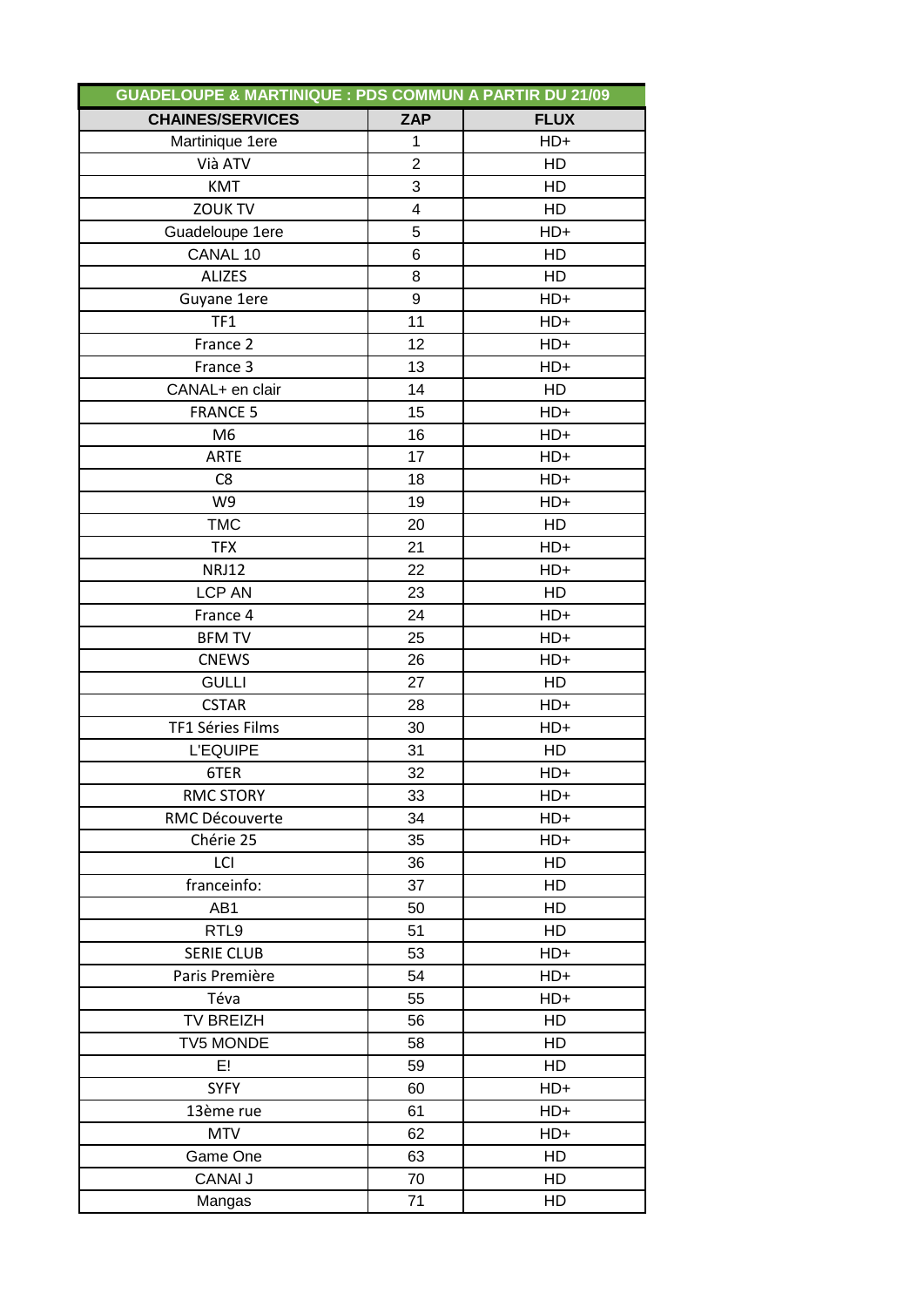| GUADELOUPE & MARTINIQUE : PDS COMMUN A PARTIR DU 21/09 | | |
|---|---|---|
| **CHAINES/SERVICES** | **ZAP** | **FLUX** |
| Martinique 1ere | 1 | HD+ |
| Vià ATV | 2 | HD |
| KMT | 3 | HD |
| ZOUK TV | 4 | HD |
| Guadeloupe 1ere | 5 | HD+ |
| CANAL 10 | 6 | HD |
| ALIZES | 8 | HD |
| Guyane 1ere | 9 | HD+ |
| TF1 | 11 | HD+ |
| France 2 | 12 | HD+ |
| France 3 | 13 | HD+ |
| CANAL+ en clair | 14 | HD |
| FRANCE 5 | 15 | HD+ |
| M6 | 16 | HD+ |
| ARTE | 17 | HD+ |
| C8 | 18 | HD+ |
| W9 | 19 | HD+ |
| TMC | 20 | HD |
| TFX | 21 | HD+ |
| NRJ12 | 22 | HD+ |
| LCP AN | 23 | HD |
| France 4 | 24 | HD+ |
| BFM TV | 25 | HD+ |
| CNEWS | 26 | HD+ |
| GULLI | 27 | HD |
| CSTAR | 28 | HD+ |
| TF1 Séries Films | 30 | HD+ |
| L'EQUIPE | 31 | HD |
| 6TER | 32 | HD+ |
| RMC STORY | 33 | HD+ |
| RMC Découverte | 34 | HD+ |
| Chérie 25 | 35 | HD+ |
| LCI | 36 | HD |
| franceinfo: | 37 | HD |
| AB1 | 50 | HD |
| RTL9 | 51 | HD |
| SERIE CLUB | 53 | HD+ |
| Paris Première | 54 | HD+ |
| Téva | 55 | HD+ |
| TV BREIZH | 56 | HD |
| TV5 MONDE | 58 | HD |
| E! | 59 | HD |
| SYFY | 60 | HD+ |
| 13ème rue | 61 | HD+ |
| MTV | 62 | HD+ |
| Game One | 63 | HD |
| CANAl J | 70 | HD |
| Mangas | 71 | HD |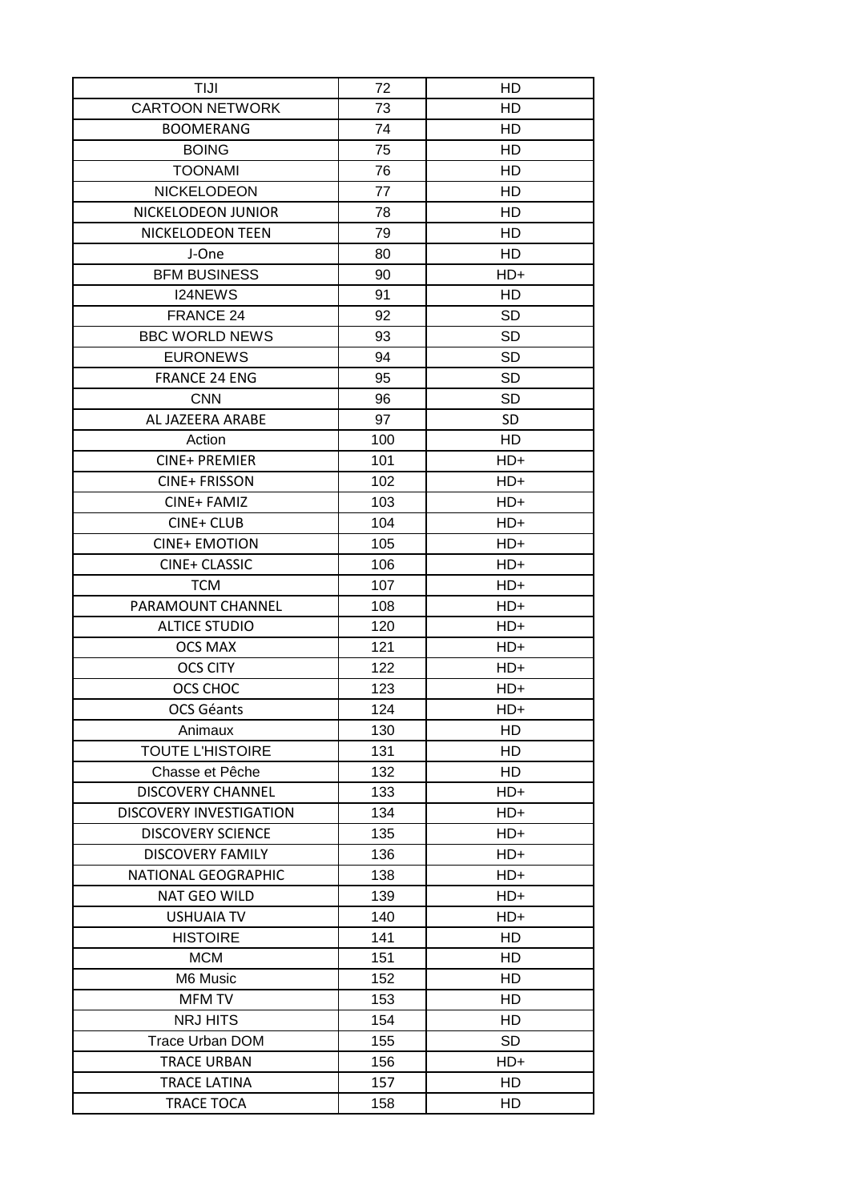| TIJI | 72 | HD |
|---|---|---|
| CARTOON NETWORK | 73 | HD |
| BOOMERANG | 74 | HD |
| BOING | 75 | HD |
| TOONAMI | 76 | HD |
| NICKELODEON | 77 | HD |
| NICKELODEON JUNIOR | 78 | HD |
| NICKELODEON TEEN | 79 | HD |
| J-One | 80 | HD |
| BFM BUSINESS | 90 | HD+ |
| I24NEWS | 91 | HD |
| FRANCE 24 | 92 | SD |
| BBC WORLD NEWS | 93 | SD |
| EURONEWS | 94 | SD |
| FRANCE 24 ENG | 95 | SD |
| CNN | 96 | SD |
| AL JAZEERA ARABE | 97 | SD |
| Action | 100 | HD |
| CINE+ PREMIER | 101 | HD+ |
| CINE+ FRISSON | 102 | HD+ |
| CINE+ FAMIZ | 103 | HD+ |
| CINE+ CLUB | 104 | HD+ |
| CINE+ EMOTION | 105 | HD+ |
| CINE+ CLASSIC | 106 | HD+ |
| TCM | 107 | HD+ |
| PARAMOUNT CHANNEL | 108 | HD+ |
| ALTICE STUDIO | 120 | HD+ |
| OCS MAX | 121 | HD+ |
| OCS CITY | 122 | HD+ |
| OCS CHOC | 123 | HD+ |
| OCS Géants | 124 | HD+ |
| Animaux | 130 | HD |
| TOUTE L'HISTOIRE | 131 | HD |
| Chasse et Pêche | 132 | HD |
| DISCOVERY CHANNEL | 133 | HD+ |
| DISCOVERY INVESTIGATION | 134 | HD+ |
| DISCOVERY SCIENCE | 135 | HD+ |
| DISCOVERY FAMILY | 136 | HD+ |
| NATIONAL GEOGRAPHIC | 138 | HD+ |
| NAT GEO WILD | 139 | HD+ |
| USHUAIA TV | 140 | HD+ |
| HISTOIRE | 141 | HD |
| MCM | 151 | HD |
| M6 Music | 152 | HD |
| MFM TV | 153 | HD |
| NRJ HITS | 154 | HD |
| Trace Urban DOM | 155 | SD |
| TRACE URBAN | 156 | HD+ |
| TRACE LATINA | 157 | HD |
| TRACE TOCA | 158 | HD |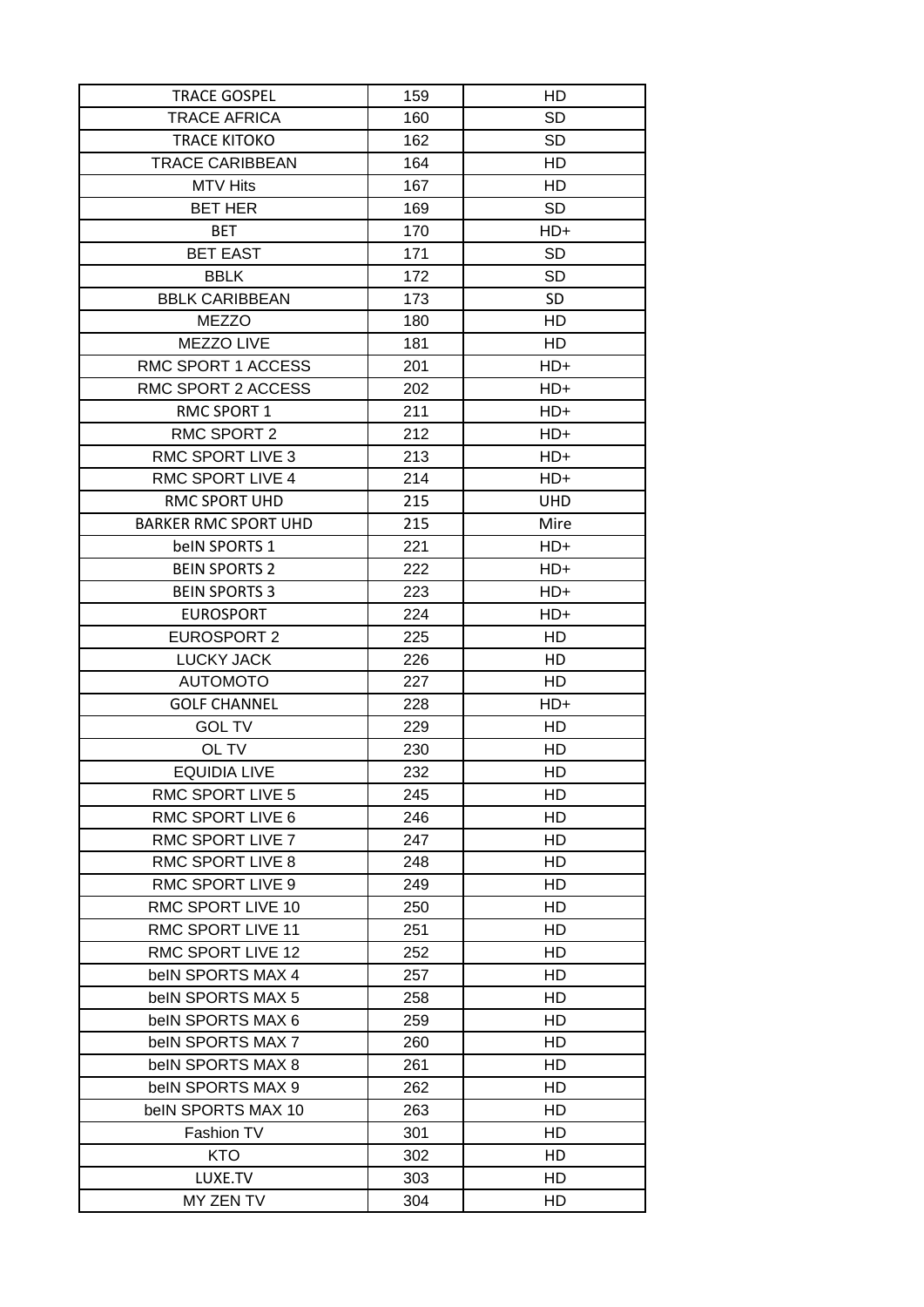| TRACE GOSPEL | 159 | HD |
|---|---|---|
| TRACE AFRICA | 160 | SD |
| TRACE KITOKO | 162 | SD |
| TRACE CARIBBEAN | 164 | HD |
| MTV Hits | 167 | HD |
| BET HER | 169 | SD |
| BET | 170 | HD+ |
| BET EAST | 171 | SD |
| BBLK | 172 | SD |
| BBLK CARIBBEAN | 173 | SD |
| MEZZO | 180 | HD |
| MEZZO LIVE | 181 | HD |
| RMC SPORT 1 ACCESS | 201 | HD+ |
| RMC SPORT 2 ACCESS | 202 | HD+ |
| RMC SPORT 1 | 211 | HD+ |
| RMC SPORT 2 | 212 | HD+ |
| RMC SPORT LIVE 3 | 213 | HD+ |
| RMC SPORT LIVE 4 | 214 | HD+ |
| RMC SPORT UHD | 215 | UHD |
| BARKER RMC SPORT UHD | 215 | Mire |
| beIN SPORTS 1 | 221 | HD+ |
| BEIN SPORTS 2 | 222 | HD+ |
| BEIN SPORTS 3 | 223 | HD+ |
| EUROSPORT | 224 | HD+ |
| EUROSPORT 2 | 225 | HD |
| LUCKY JACK | 226 | HD |
| AUTOMOTO | 227 | HD |
| GOLF CHANNEL | 228 | HD+ |
| GOL TV | 229 | HD |
| OL TV | 230 | HD |
| EQUIDIA LIVE | 232 | HD |
| RMC SPORT LIVE 5 | 245 | HD |
| RMC SPORT LIVE 6 | 246 | HD |
| RMC SPORT LIVE 7 | 247 | HD |
| RMC SPORT LIVE 8 | 248 | HD |
| RMC SPORT LIVE 9 | 249 | HD |
| RMC SPORT LIVE 10 | 250 | HD |
| RMC SPORT LIVE 11 | 251 | HD |
| RMC SPORT LIVE 12 | 252 | HD |
| beIN SPORTS MAX 4 | 257 | HD |
| beIN SPORTS MAX 5 | 258 | HD |
| beIN SPORTS MAX 6 | 259 | HD |
| beIN SPORTS MAX 7 | 260 | HD |
| beIN SPORTS MAX 8 | 261 | HD |
| beIN SPORTS MAX 9 | 262 | HD |
| beIN SPORTS MAX 10 | 263 | HD |
| Fashion TV | 301 | HD |
| KTO | 302 | HD |
| LUXE.TV | 303 | HD |
| MY ZEN TV | 304 | HD |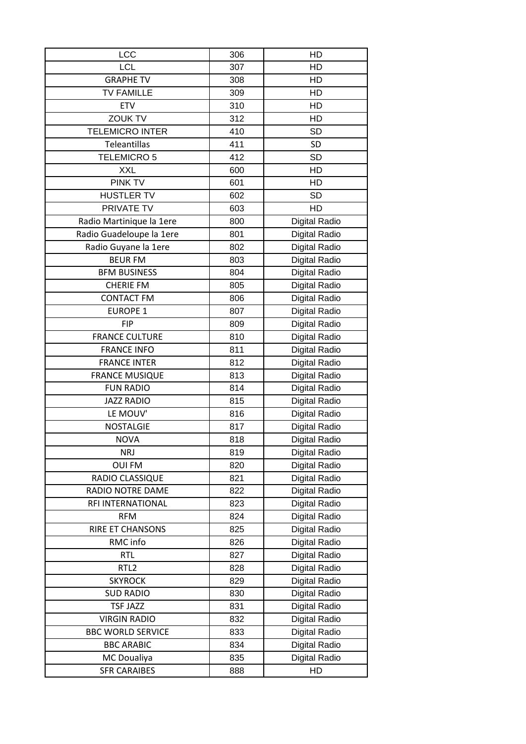| | | |
|---|---|---|
| LCC | 306 | HD |
| LCL | 307 | HD |
| GRAPHE TV | 308 | HD |
| TV FAMILLE | 309 | HD |
| ETV | 310 | HD |
| ZOUK TV | 312 | HD |
| TELEMICRO INTER | 410 | SD |
| Teleantillas | 411 | SD |
| TELEMICRO 5 | 412 | SD |
| XXL | 600 | HD |
| PINK TV | 601 | HD |
| HUSTLER TV | 602 | SD |
| PRIVATE TV | 603 | HD |
| Radio Martinique la 1ere | 800 | Digital Radio |
| Radio Guadeloupe la 1ere | 801 | Digital Radio |
| Radio Guyane la 1ere | 802 | Digital Radio |
| BEUR FM | 803 | Digital Radio |
| BFM BUSINESS | 804 | Digital Radio |
| CHERIE FM | 805 | Digital Radio |
| CONTACT FM | 806 | Digital Radio |
| EUROPE 1 | 807 | Digital Radio |
| FIP | 809 | Digital Radio |
| FRANCE CULTURE | 810 | Digital Radio |
| FRANCE INFO | 811 | Digital Radio |
| FRANCE INTER | 812 | Digital Radio |
| FRANCE MUSIQUE | 813 | Digital Radio |
| FUN RADIO | 814 | Digital Radio |
| JAZZ RADIO | 815 | Digital Radio |
| LE MOUV' | 816 | Digital Radio |
| NOSTALGIE | 817 | Digital Radio |
| NOVA | 818 | Digital Radio |
| NRJ | 819 | Digital Radio |
| OUI FM | 820 | Digital Radio |
| RADIO CLASSIQUE | 821 | Digital Radio |
| RADIO NOTRE DAME | 822 | Digital Radio |
| RFI INTERNATIONAL | 823 | Digital Radio |
| RFM | 824 | Digital Radio |
| RIRE ET CHANSONS | 825 | Digital Radio |
| RMC info | 826 | Digital Radio |
| RTL | 827 | Digital Radio |
| RTL2 | 828 | Digital Radio |
| SKYROCK | 829 | Digital Radio |
| SUD RADIO | 830 | Digital Radio |
| TSF JAZZ | 831 | Digital Radio |
| VIRGIN RADIO | 832 | Digital Radio |
| BBC WORLD SERVICE | 833 | Digital Radio |
| BBC ARABIC | 834 | Digital Radio |
| MC Doualiya | 835 | Digital Radio |
| SFR CARAIBES | 888 | HD |